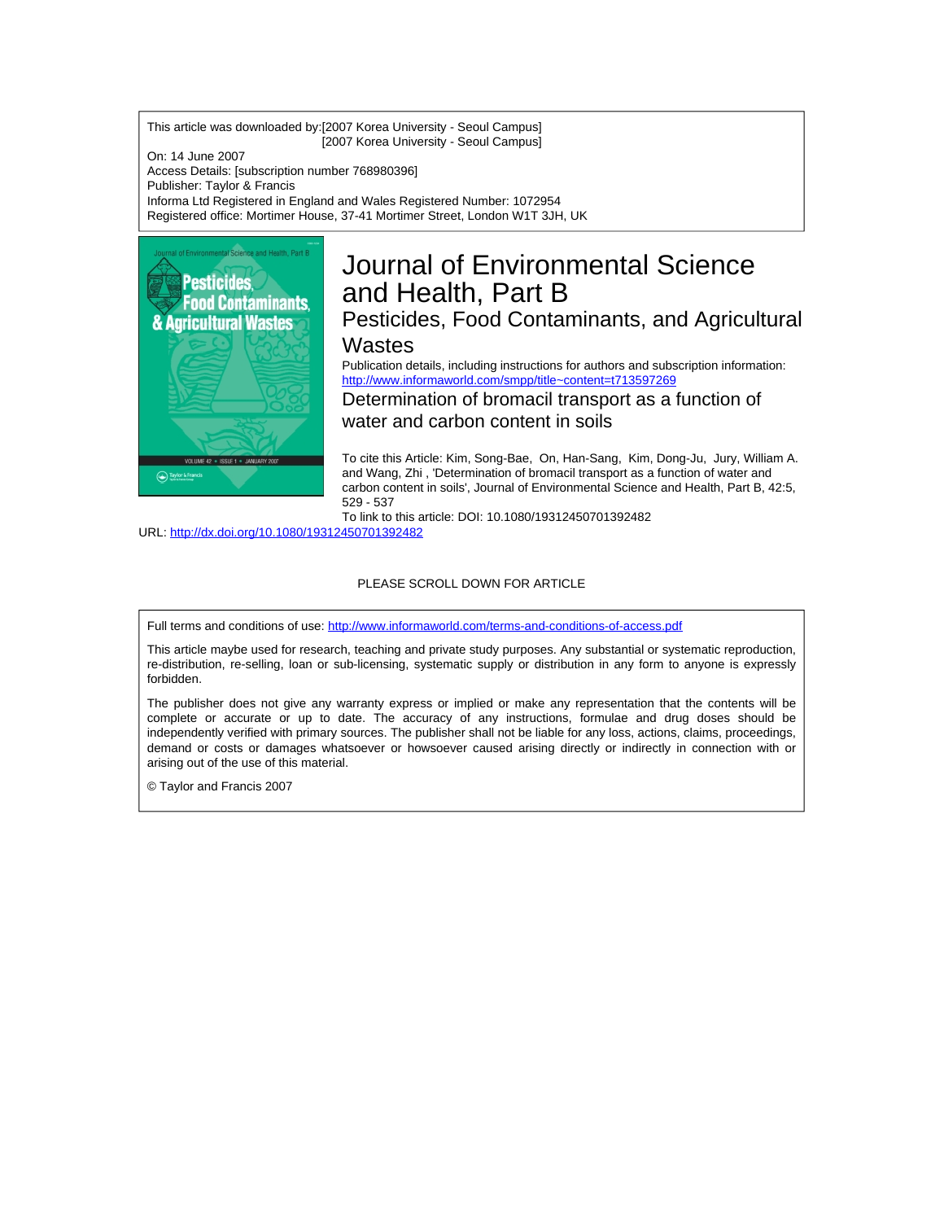This article was downloaded by:[2007 Korea University - Seoul Campus]
[2007 Korea University - Seoul Campus]

On: 14 June 2007

Access Details: [subscription number 768980396]

Publisher: Taylor & Francis

Informa Ltd Registered in England and Wales Registered Number: 1072954

Registered office: Mortimer House, 37-41 Mortimer Street, London W1T 3JH, UK

# Journal of Environmental Science and Health, Part B

## Pesticides, Food Contaminants, and Agricultural Wastes

Publication details, including instructions for authors and subscription information:
http://www.informaworld.com/smpp/title~content=t713597269

## Determination of bromacil transport as a function of water and carbon content in soils

To cite this Article: Kim, Song-Bae, On, Han-Sang, Kim, Dong-Ju, Jury, William A. and Wang, Zhi , 'Determination of bromacil transport as a function of water and carbon content in soils', Journal of Environmental Science and Health, Part B, 42:5, 529 - 537

To link to this article: DOI: 10.1080/19312450701392482

URL: http://dx.doi.org/10.1080/19312450701392482

PLEASE SCROLL DOWN FOR ARTICLE

Full terms and conditions of use: http://www.informaworld.com/terms-and-conditions-of-access.pdf

This article maybe used for research, teaching and private study purposes. Any substantial or systematic reproduction, re-distribution, re-selling, loan or sub-licensing, systematic supply or distribution in any form to anyone is expressly forbidden.

The publisher does not give any warranty express or implied or make any representation that the contents will be complete or accurate or up to date. The accuracy of any instructions, formulae and drug doses should be independently verified with primary sources. The publisher shall not be liable for any loss, actions, claims, proceedings, demand or costs or damages whatsoever or howsoever caused arising directly or indirectly in connection with or arising out of the use of this material.

© Taylor and Francis 2007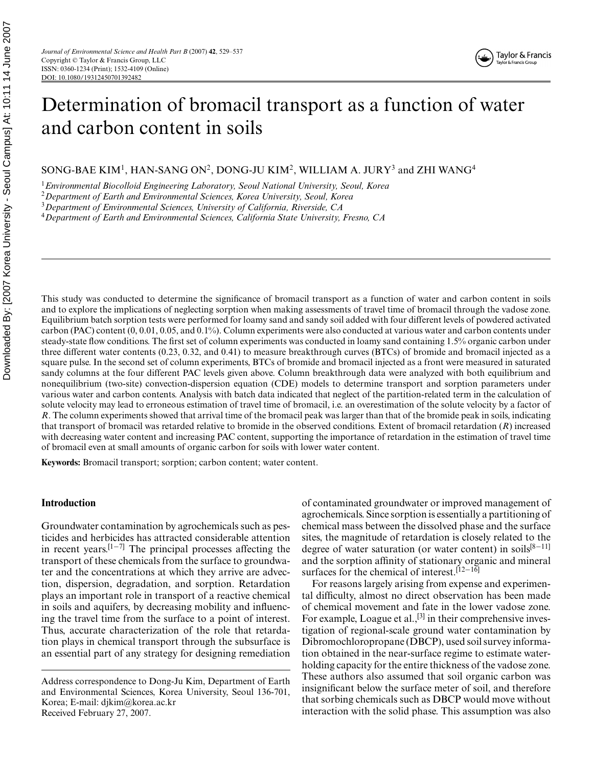# Determination of bromacil transport as a function of water and carbon content in soils

SONG-BAE KIM[1], HAN-SANG ON[2], DONG-JU KIM[2], WILLIAM A. JURY[3] and ZHI WANG[4]

[1]*Environmental Biocolloid Engineering Laboratory, Seoul National University, Seoul, Korea*
[2]*Department of Earth and Environmental Sciences, Korea University, Seoul, Korea*
[3]*Department of Environmental Sciences, University of California, Riverside, CA*
[4]*Department of Earth and Environmental Sciences, California State University, Fresno, CA*

This study was conducted to determine the significance of bromacil transport as a function of water and carbon content in soils and to explore the implications of neglecting sorption when making assessments of travel time of bromacil through the vadose zone. Equilibrium batch sorption tests were performed for loamy sand and sandy soil added with four different levels of powdered activated carbon (PAC) content (0, 0.01, 0.05, and 0.1%). Column experiments were also conducted at various water and carbon contents under steady-state flow conditions. The first set of column experiments was conducted in loamy sand containing 1.5% organic carbon under three different water contents (0.23, 0.32, and 0.41) to measure breakthrough curves (BTCs) of bromide and bromacil injected as a square pulse. In the second set of column experiments, BTCs of bromide and bromacil injected as a front were measured in saturated sandy columns at the four different PAC levels given above. Column breakthrough data were analyzed with both equilibrium and nonequilibrium (two-site) convection-dispersion equation (CDE) models to determine transport and sorption parameters under various water and carbon contents. Analysis with batch data indicated that neglect of the partition-related term in the calculation of solute velocity may lead to erroneous estimation of travel time of bromacil, i.e. an overestimation of the solute velocity by a factor of $R$. The column experiments showed that arrival time of the bromacil peak was larger than that of the bromide peak in soils, indicating that transport of bromacil was retarded relative to bromide in the observed conditions. Extent of bromacil retardation ($R$) increased with decreasing water content and increasing PAC content, supporting the importance of retardation in the estimation of travel time of bromacil even at small amounts of organic carbon for soils with lower water content.

**Keywords:** Bromacil transport; sorption; carbon content; water content.

## Introduction

Groundwater contamination by agrochemicals such as pesticides and herbicides has attracted considerable attention in recent years.[1−7] The principal processes affecting the transport of these chemicals from the surface to groundwater and the concentrations at which they arrive are advection, dispersion, degradation, and sorption. Retardation plays an important role in transport of a reactive chemical in soils and aquifers, by decreasing mobility and influencing the travel time from the surface to a point of interest. Thus, accurate characterization of the role that retardation plays in chemical transport through the subsurface is an essential part of any strategy for designing remediation of contaminated groundwater or improved management of agrochemicals. Since sorption is essentially a partitioning of chemical mass between the dissolved phase and the surface sites, the magnitude of retardation is closely related to the degree of water saturation (or water content) in soils[8−11] and the sorption affinity of stationary organic and mineral surfaces for the chemical of interest.[12−16]

For reasons largely arising from expense and experimental difficulty, almost no direct observation has been made of chemical movement and fate in the lower vadose zone. For example, Loague et al.,[3] in their comprehensive investigation of regional-scale ground water contamination by Dibromochloropropane (DBCP), used soil survey information obtained in the near-surface regime to estimate water-holding capacity for the entire thickness of the vadose zone. These authors also assumed that soil organic carbon was insignificant below the surface meter of soil, and therefore that sorbing chemicals such as DBCP would move without interaction with the solid phase. This assumption was also

Address correspondence to Dong-Ju Kim, Department of Earth and Environmental Sciences, Korea University, Seoul 136-701, Korea; E-mail: djkim@korea.ac.kr
Received February 27, 2007.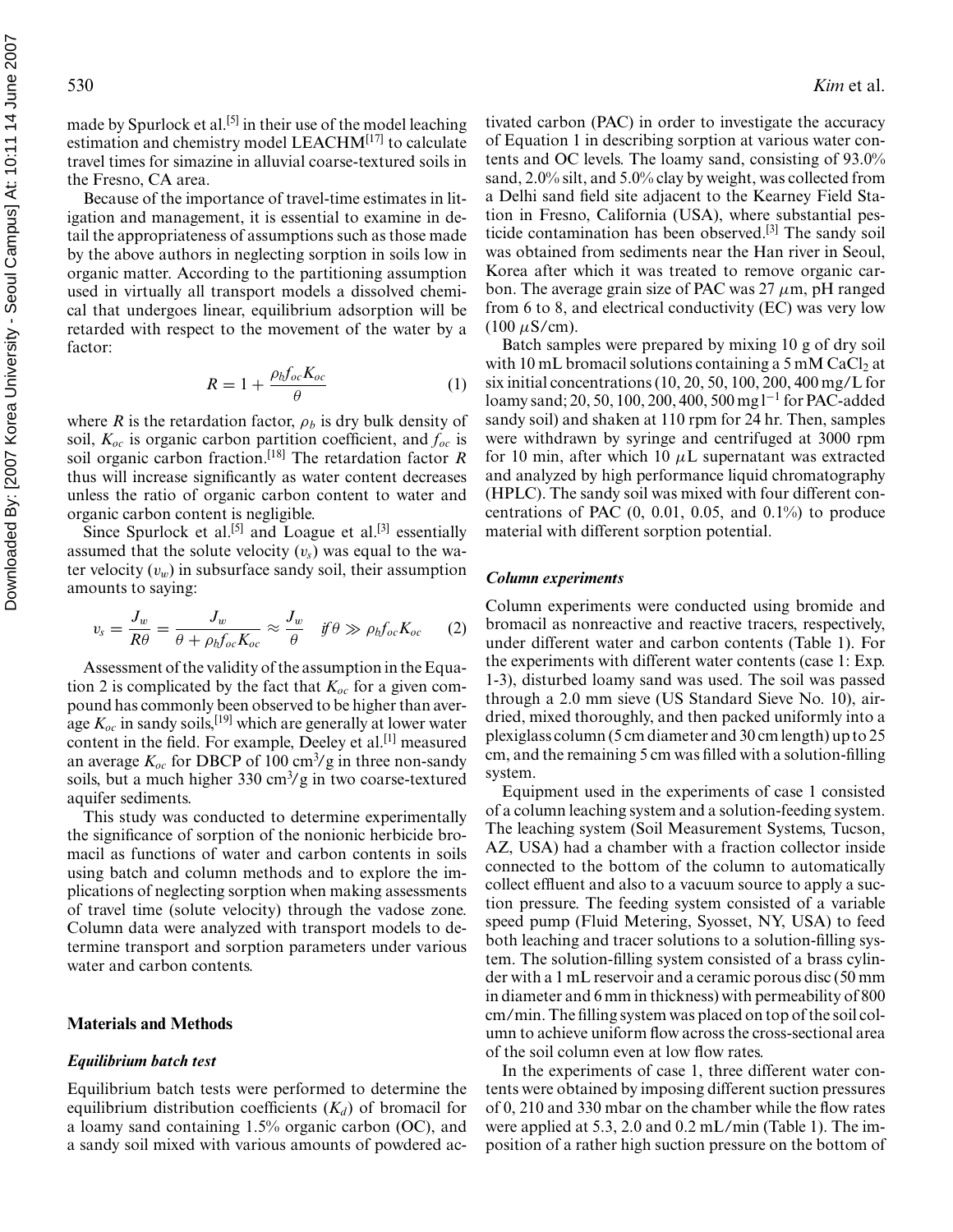made by Spurlock et al.[5] in their use of the model leaching estimation and chemistry model LEACHM[17] to calculate travel times for simazine in alluvial coarse-textured soils in the Fresno, CA area.

Because of the importance of travel-time estimates in litigation and management, it is essential to examine in detail the appropriateness of assumptions such as those made by the above authors in neglecting sorption in soils low in organic matter. According to the partitioning assumption used in virtually all transport models a dissolved chemical that undergoes linear, equilibrium adsorption will be retarded with respect to the movement of the water by a factor:

$$R = 1 + \frac{\rho_b f_{oc} K_{oc}}{\theta} \tag{1}$$

where $R$ is the retardation factor, $\rho_b$ is dry bulk density of soil, $K_{oc}$ is organic carbon partition coefficient, and $f_{oc}$ is soil organic carbon fraction.[18] The retardation factor $R$ thus will increase significantly as water content decreases unless the ratio of organic carbon content to water and organic carbon content is negligible.

Since Spurlock et al.[5] and Loague et al.[3] essentially assumed that the solute velocity ($v_s$) was equal to the water velocity ($v_w$) in subsurface sandy soil, their assumption amounts to saying:

$$v_s = \frac{J_w}{R\theta} = \frac{J_w}{\theta + \rho_b f_{oc} K_{oc}} \approx \frac{J_w}{\theta} \quad \text{if } \theta \gg \rho_b f_{oc} K_{oc} \tag{2}$$

Assessment of the validity of the assumption in the Equation 2 is complicated by the fact that $K_{oc}$ for a given compound has commonly been observed to be higher than average $K_{oc}$ in sandy soils,[19] which are generally at lower water content in the field. For example, Deeley et al.[1] measured an average $K_{oc}$ for DBCP of 100 $cm^3/g$ in three non-sandy soils, but a much higher 330 $cm^3/g$ in two coarse-textured aquifer sediments.

This study was conducted to determine experimentally the significance of sorption of the nonionic herbicide bromacil as functions of water and carbon contents in soils using batch and column methods and to explore the implications of neglecting sorption when making assessments of travel time (solute velocity) through the vadose zone. Column data were analyzed with transport models to determine transport and sorption parameters under various water and carbon contents.

## Materials and Methods

### Equilibrium batch test

Equilibrium batch tests were performed to determine the equilibrium distribution coefficients ($K_d$) of bromacil for a loamy sand containing 1.5% organic carbon (OC), and a sandy soil mixed with various amounts of powdered activated carbon (PAC) in order to investigate the accuracy of Equation 1 in describing sorption at various water contents and OC levels. The loamy sand, consisting of 93.0% sand, 2.0% silt, and 5.0% clay by weight, was collected from a Delhi sand field site adjacent to the Kearney Field Station in Fresno, California (USA), where substantial pesticide contamination has been observed.[3] The sandy soil was obtained from sediments near the Han river in Seoul, Korea after which it was treated to remove organic carbon. The average grain size of PAC was 27 $\mu$m, pH ranged from 6 to 8, and electrical conductivity (EC) was very low (100 $\mu$S/cm).

Batch samples were prepared by mixing 10 g of dry soil with 10 mL bromacil solutions containing a 5 mM $CaCl_2$ at six initial concentrations (10, 20, 50, 100, 200, 400 mg/L for loamy sand; 20, 50, 100, 200, 400, 500 mg $l^{-1}$ for PAC-added sandy soil) and shaken at 110 rpm for 24 hr. Then, samples were withdrawn by syringe and centrifuged at 3000 rpm for 10 min, after which 10 $\mu$L supernatant was extracted and analyzed by high performance liquid chromatography (HPLC). The sandy soil was mixed with four different concentrations of PAC (0, 0.01, 0.05, and 0.1%) to produce material with different sorption potential.

### Column experiments

Column experiments were conducted using bromide and bromacil as nonreactive and reactive tracers, respectively, under different water and carbon contents (Table 1). For the experiments with different water contents (case 1: Exp. 1-3), disturbed loamy sand was used. The soil was passed through a 2.0 mm sieve (US Standard Sieve No. 10), air-dried, mixed thoroughly, and then packed uniformly into a plexiglass column (5 cm diameter and 30 cm length) up to 25 cm, and the remaining 5 cm was filled with a solution-filling system.

Equipment used in the experiments of case 1 consisted of a column leaching system and a solution-feeding system. The leaching system (Soil Measurement Systems, Tucson, AZ, USA) had a chamber with a fraction collector inside connected to the bottom of the column to automatically collect effluent and also to a vacuum source to apply a suction pressure. The feeding system consisted of a variable speed pump (Fluid Metering, Syosset, NY, USA) to feed both leaching and tracer solutions to a solution-filling system. The solution-filling system consisted of a brass cylinder with a 1 mL reservoir and a ceramic porous disc (50 mm in diameter and 6 mm in thickness) with permeability of 800 cm/min. The filling system was placed on top of the soil column to achieve uniform flow across the cross-sectional area of the soil column even at low flow rates.

In the experiments of case 1, three different water contents were obtained by imposing different suction pressures of 0, 210 and 330 mbar on the chamber while the flow rates were applied at 5.3, 2.0 and 0.2 mL/min (Table 1). The imposition of a rather high suction pressure on the bottom of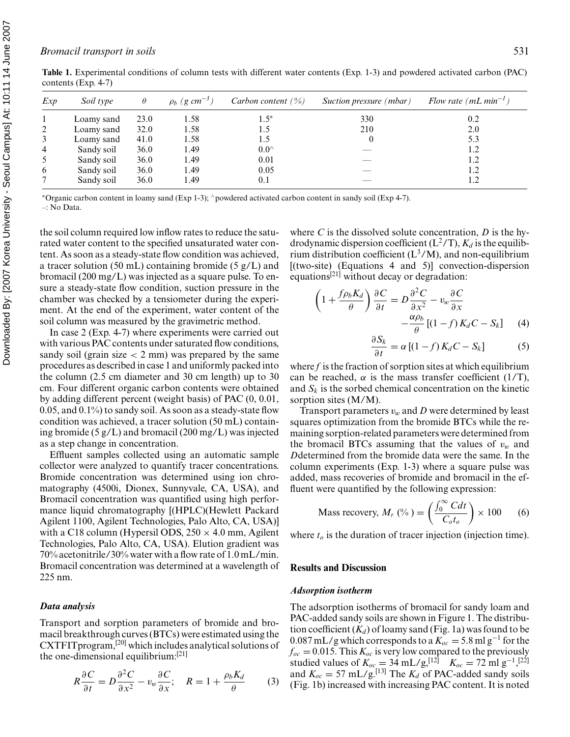**Table 1.** Experimental conditions of column tests with different water contents (Exp. 1-3) and powdered activated carbon (PAC) contents (Exp. 4-7)

| *Exp* | *Soil type* | $\theta$ | $\rho_b$ *(g cm$^{-3}$)* | *Carbon content (%)* | *Suction pressure (mbar)* | *Flow rate (mL min$^{-1}$)* |
|---|---|---|---|---|---|---|
| 1 | Loamy sand | 23.0 | 1.58 | 1.5* | 330 | 0.2 |
| 2 | Loamy sand | 32.0 | 1.58 | 1.5 | 210 | 2.0 |
| 3 | Loamy sand | 41.0 | 1.58 | 1.5 | 0 | 5.3 |
| 4 | Sandy soil | 36.0 | 1.49 | 0.0^ | — | 1.2 |
| 5 | Sandy soil | 36.0 | 1.49 | 0.01 | — | 1.2 |
| 6 | Sandy soil | 36.0 | 1.49 | 0.05 | — | 1.2 |
| 7 | Sandy soil | 36.0 | 1.49 | 0.1 | — | 1.2 |

*Organic carbon content in loamy sand (Exp 1-3); ^powdered activated carbon content in sandy soil (Exp 4-7).
–: No Data.

the soil column required low inflow rates to reduce the saturated water content to the specified unsaturated water content. As soon as a steady-state flow condition was achieved, a tracer solution (50 mL) containing bromide (5 g/L) and bromacil (200 mg/L) was injected as a square pulse. To ensure a steady-state flow condition, suction pressure in the chamber was checked by a tensiometer during the experiment. At the end of the experiment, water content of the soil column was measured by the gravimetric method.

In case 2 (Exp. 4-7) where experiments were carried out with various PAC contents under saturated flow conditions, sandy soil (grain size < 2 mm) was prepared by the same procedures as described in case 1 and uniformly packed into the column (2.5 cm diameter and 30 cm length) up to 30 cm. Four different organic carbon contents were obtained by adding different percent (weight basis) of PAC (0, 0.01, 0.05, and 0.1%) to sandy soil. As soon as a steady-state flow condition was achieved, a tracer solution (50 mL) containing bromide (5 g/L) and bromacil (200 mg/L) was injected as a step change in concentration.

Effluent samples collected using an automatic sample collector were analyzed to quantify tracer concentrations. Bromide concentration was determined using ion chromatography (4500i, Dionex, Sunnyvale, CA, USA), and Bromacil concentration was quantified using high performance liquid chromatography [(HPLC)(Hewlett Packard Agilent 1100, Agilent Technologies, Palo Alto, CA, USA)] with a C18 column (Hypersil ODS, 250 × 4.0 mm, Agilent Technologies, Palo Alto, CA, USA). Elution gradient was 70% acetonitrile/30% water with a flow rate of 1.0 mL/min. Bromacil concentration was determined at a wavelength of 225 nm.

### *Data analysis*

Transport and sorption parameters of bromide and bromacil breakthrough curves (BTCs) were estimated using the CXTFITprogram,[20] which includes analytical solutions of the one-dimensional equilibrium:[21]

$$R\frac{\partial C}{\partial t} = D\frac{\partial^2 C}{\partial x^2} - v_w\frac{\partial C}{\partial x}; \quad R = 1 + \frac{\rho_b K_d}{\theta} \tag{3}$$

where $C$ is the dissolved solute concentration, $D$ is the hydrodynamic dispersion coefficient ($L^2/T$), $K_d$ is the equilibrium distribution coefficient ($L^3/M$), and non-equilibrium [(two-site) (Equations 4 and 5)] convection-dispersion equations[21] without decay or degradation:

$$\left(1 + \frac{f\rho_b K_d}{\theta}\right)\frac{\partial C}{\partial t} = D\frac{\partial^2 C}{\partial x^2} - v_w\frac{\partial C}{\partial x} - \frac{\alpha\rho_b}{\theta}\left[(1-f)K_d C - S_k\right] \tag{4}$$

$$\frac{\partial S_k}{\partial t} = \alpha\left[(1-f)K_d C - S_k\right] \tag{5}$$

where $f$ is the fraction of sorption sites at which equilibrium can be reached, $\alpha$ is the mass transfer coefficient (1/T), and $S_k$ is the sorbed chemical concentration on the kinetic sorption sites (M/M).

Transport parameters $v_w$ and $D$ were determined by least squares optimization from the bromide BTCs while the remaining sorption-related parameters were determined from the bromacil BTCs assuming that the values of $v_w$ and $D$determined from the bromide data were the same. In the column experiments (Exp. 1-3) where a square pulse was added, mass recoveries of bromide and bromacil in the effluent were quantified by the following expression:

$$\text{Mass recovery, } M_r\ (\%) = \left(\frac{\int_0^\infty C dt}{C_o t_o}\right) \times 100 \tag{6}$$

where $t_o$ is the duration of tracer injection (injection time).

## Results and Discussion

### *Adsorption isotherm*

The adsorption isotherms of bromacil for sandy loam and PAC-added sandy soils are shown in Figure 1. The distribution coefficient ($K_d$) of loamy sand (Fig. 1a) was found to be 0.087 mL/g which corresponds to a $K_{oc} = 5.8$ ml g$^{-1}$ for the $f_{oc} = 0.015$. This $K_{oc}$ is very low compared to the previously studied values of $K_{oc} = 34$ mL/g,[12] $K_{oc} = 72$ ml g$^{-1}$,[22] and $K_{oc} = 57$ mL/g.[13] The $K_d$ of PAC-added sandy soils (Fig. 1b) increased with increasing PAC content. It is noted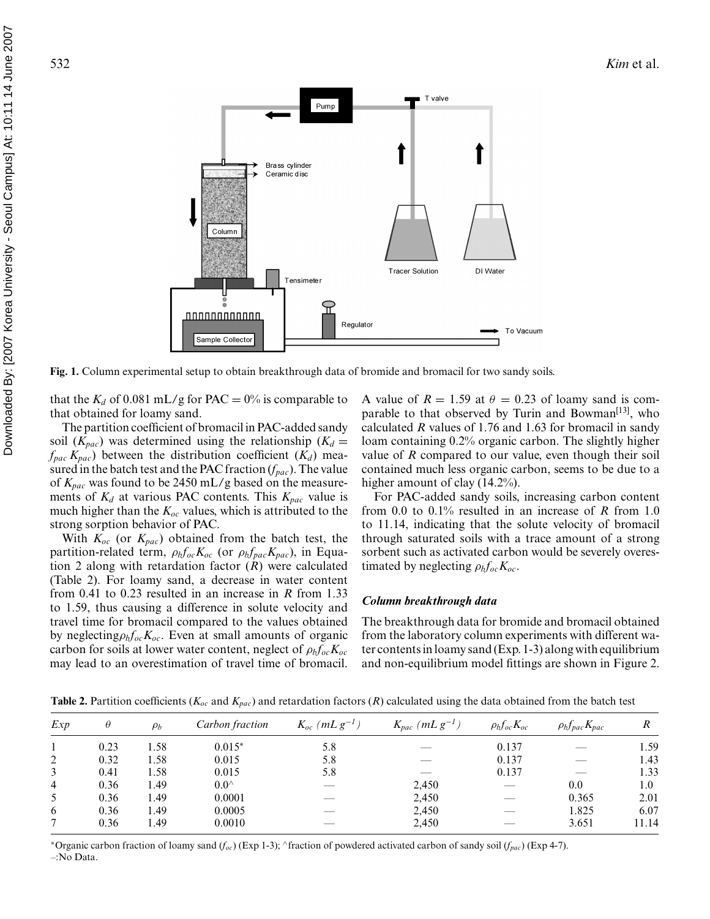Pump

T valve

Brass cylinder

Ceramic disc

Column

Tensimeter

Tracer Solution

DI Water

Regulator

Sample Collector

To Vacuum

**Fig. 1.** Column experimental setup to obtain breakthrough data of bromide and bromacil for two sandy soils.

that the $K_d$ of 0.081 mL/g for PAC = 0% is comparable to that obtained for loamy sand.

The partition coefficient of bromacil in PAC-added sandy soil ($K_{pac}$) was determined using the relationship ($K_d = f_{pac} K_{pac}$) between the distribution coefficient ($K_d$) measured in the batch test and the PAC fraction ($f_{pac}$). The value of $K_{pac}$ was found to be 2450 mL/g based on the measurements of $K_d$ at various PAC contents. This $K_{pac}$ value is much higher than the $K_{oc}$ values, which is attributed to the strong sorption behavior of PAC.

With $K_{oc}$ (or $K_{pac}$) obtained from the batch test, the partition-related term, $\rho_b f_{oc} K_{oc}$ (or $\rho_b f_{pac} K_{pac}$), in Equation 2 along with retardation factor ($R$) were calculated (Table 2). For loamy sand, a decrease in water content from 0.41 to 0.23 resulted in an increase in $R$ from 1.33 to 1.59, thus causing a difference in solute velocity and travel time for bromacil compared to the values obtained by neglecting $\rho_b f_{oc} K_{oc}$. Even at small amounts of organic carbon for soils at lower water content, neglect of $\rho_b f_{oc} K_{oc}$ may lead to an overestimation of travel time of bromacil. A value of $R = 1.59$ at $\theta = 0.23$ of loamy sand is comparable to that observed by Turin and Bowman[13], who calculated $R$ values of 1.76 and 1.63 for bromacil in sandy loam containing 0.2% organic carbon. The slightly higher value of $R$ compared to our value, even though their soil contained much less organic carbon, seems to be due to a higher amount of clay (14.2%).

For PAC-added sandy soils, increasing carbon content from 0.0 to 0.1% resulted in an increase of $R$ from 1.0 to 11.14, indicating that the solute velocity of bromacil through saturated soils with a trace amount of a strong sorbent such as activated carbon would be severely overestimated by neglecting $\rho_b f_{oc} K_{oc}$.

### *Column breakthrough data*

The breakthrough data for bromide and bromacil obtained from the laboratory column experiments with different water contents in loamy sand (Exp. 1-3) along with equilibrium and non-equilibrium model fittings are shown in Figure 2.

**Table 2.** Partition coefficients ($K_{oc}$ and $K_{pac}$) and retardation factors ($R$) calculated using the data obtained from the batch test

| *Exp* | $\theta$ | $\rho_b$ | *Carbon fraction* | $K_{oc}$ *(mL g$^{-1}$)* | $K_{pac}$ *(mL g$^{-1}$)* | $\rho_b f_{oc} K_{oc}$ | $\rho_b f_{pac} K_{pac}$ | $R$ |
|---|---|---|---|---|---|---|---|---|
| 1 | 0.23 | 1.58 | 0.015* | 5.8 | — | 0.137 | — | 1.59 |
| 2 | 0.32 | 1.58 | 0.015 | 5.8 | — | 0.137 | — | 1.43 |
| 3 | 0.41 | 1.58 | 0.015 | 5.8 | — | 0.137 | — | 1.33 |
| 4 | 0.36 | 1.49 | 0.0^ | — | 2,450 | — | 0.0 | 1.0 |
| 5 | 0.36 | 1.49 | 0.0001 | — | 2,450 | — | 0.365 | 2.01 |
| 6 | 0.36 | 1.49 | 0.0005 | — | 2,450 | — | 1.825 | 6.07 |
| 7 | 0.36 | 1.49 | 0.0010 | — | 2,450 | — | 3.651 | 11.14 |

*Organic carbon fraction of loamy sand ($f_{oc}$) (Exp 1-3); ^fraction of powdered activated carbon of sandy soil ($f_{pac}$) (Exp 4-7).
–:No Data.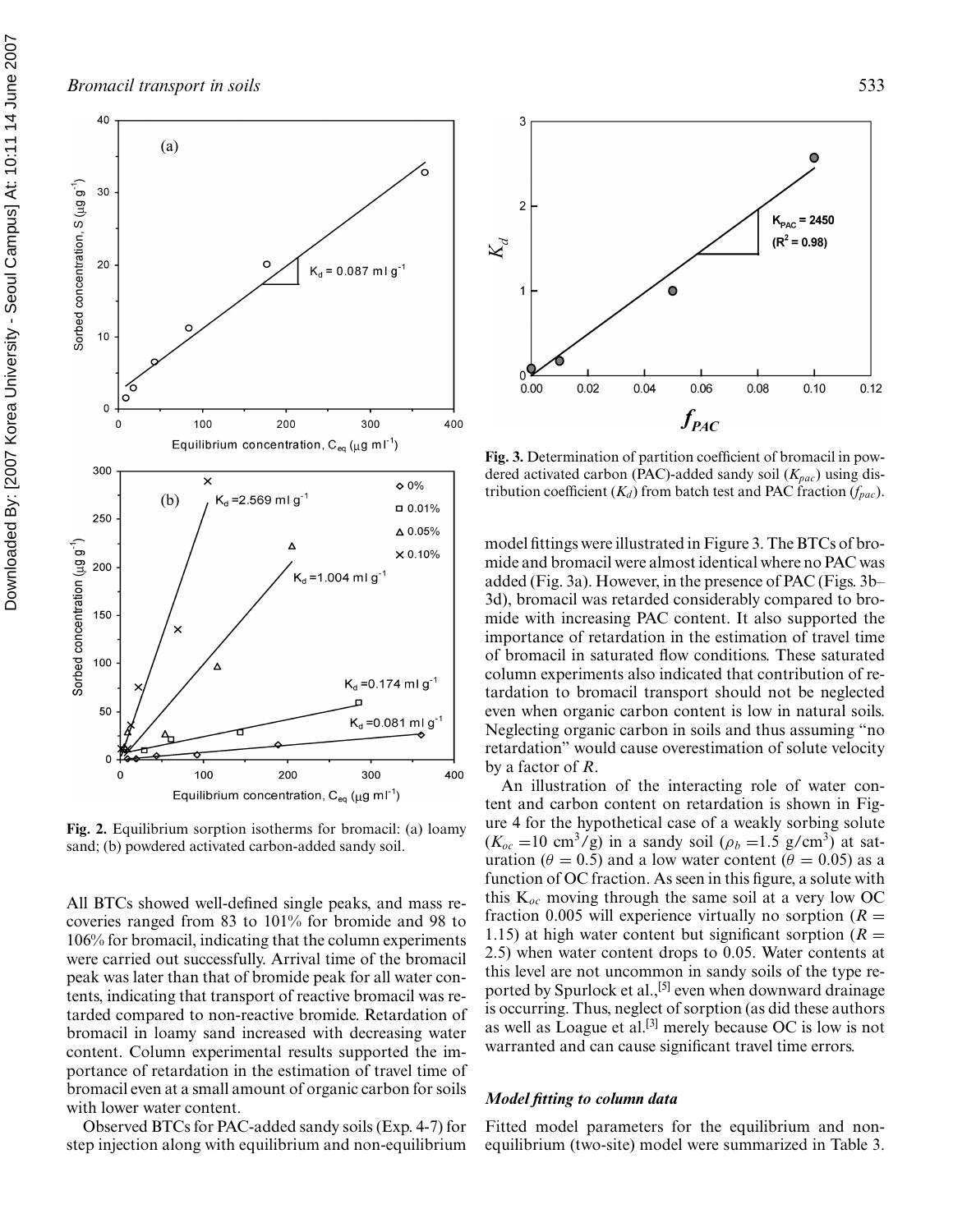(a)

Sorbed concentration, S (μg g$^{-1}$)

Equilibrium concentration, $C_{eq}$ (μg ml$^{-1}$)

$K_d$ = 0.087 ml g$^{-1}$

(b)

$K_d$ =2.569 ml g$^{-1}$

$K_d$ =1.004 ml g$^{-1}$

$K_d$ =0.174 ml g$^{-1}$

$K_d$ =0.081 ml g$^{-1}$

◇ 0%

□ 0.01%

△ 0.05%

× 0.10%

Sorbed concentration (μg g$^{-1}$)

Equilibrium concentration, $C_{eq}$ (μg ml$^{-1}$)

**Fig. 2.** Equilibrium sorption isotherms for bromacil: (a) loamy sand; (b) powdered activated carbon-added sandy soil.

$K_d$

$f_{PAC}$

$K_{PAC}$ = 2450

($R^2$ = 0.98)

**Fig. 3.** Determination of partition coefficient of bromacil in powdered activated carbon (PAC)-added sandy soil ($K_{pac}$) using distribution coefficient ($K_d$) from batch test and PAC fraction ($f_{pac}$).

All BTCs showed well-defined single peaks, and mass recoveries ranged from 83 to 101% for bromide and 98 to 106% for bromacil, indicating that the column experiments were carried out successfully. Arrival time of the bromacil peak was later than that of bromide peak for all water contents, indicating that transport of reactive bromacil was retarded compared to non-reactive bromide. Retardation of bromacil in loamy sand increased with decreasing water content. Column experimental results supported the importance of retardation in the estimation of travel time of bromacil even at a small amount of organic carbon for soils with lower water content.

Observed BTCs for PAC-added sandy soils (Exp. 4-7) for step injection along with equilibrium and non-equilibrium model fittings were illustrated in Figure 3. The BTCs of bromide and bromacil were almost identical where no PAC was added (Fig. 3a). However, in the presence of PAC (Figs. 3b–3d), bromacil was retarded considerably compared to bromide with increasing PAC content. It also supported the importance of retardation in the estimation of travel time of bromacil in saturated flow conditions. These saturated column experiments also indicated that contribution of retardation to bromacil transport should not be neglected even when organic carbon content is low in natural soils. Neglecting organic carbon in soils and thus assuming "no retardation" would cause overestimation of solute velocity by a factor of $R$.

An illustration of the interacting role of water content and carbon content on retardation is shown in Figure 4 for the hypothetical case of a weakly sorbing solute ($K_{oc}$ =10 cm$^3$/g) in a sandy soil ($\rho_b$ =1.5 g/cm$^3$) at saturation ($\theta = 0.5$) and a low water content ($\theta = 0.05$) as a function of OC fraction. As seen in this figure, a solute with this $K_{oc}$ moving through the same soil at a very low OC fraction 0.005 will experience virtually no sorption ($R$ = 1.15) at high water content but significant sorption ($R$ = 2.5) when water content drops to 0.05. Water contents at this level are not uncommon in sandy soils of the type reported by Spurlock et al.,[5] even when downward drainage is occurring. Thus, neglect of sorption (as did these authors as well as Loague et al.[3] merely because OC is low is not warranted and can cause significant travel time errors.

### *Model fitting to column data*

Fitted model parameters for the equilibrium and nonequilibrium (two-site) model were summarized in Table 3.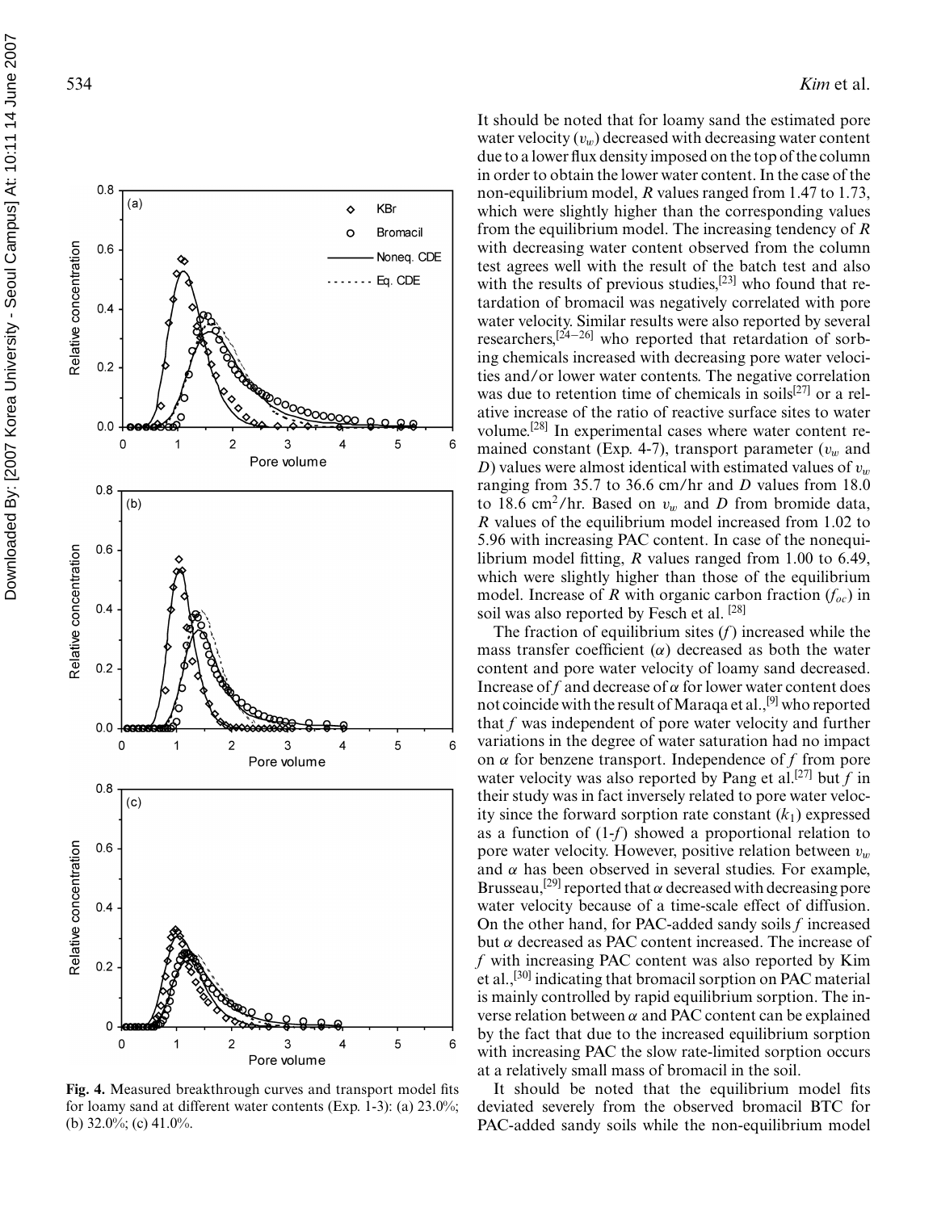(a)

KBr

Bromacil

Noneq. CDE

Eq. CDE

Relative concentration

Pore volume

(b)

Relative concentration

Pore volume

(c)

Relative concentration

Pore volume

**Fig. 4.** Measured breakthrough curves and transport model fits for loamy sand at different water contents (Exp. 1-3): (a) 23.0%; (b) 32.0%; (c) 41.0%.

It should be noted that for loamy sand the estimated pore water velocity ($v_w$) decreased with decreasing water content due to a lower flux density imposed on the top of the column in order to obtain the lower water content. In the case of the non-equilibrium model, $R$ values ranged from 1.47 to 1.73, which were slightly higher than the corresponding values from the equilibrium model. The increasing tendency of $R$ with decreasing water content observed from the column test agrees well with the result of the batch test and also with the results of previous studies,[23] who found that retardation of bromacil was negatively correlated with pore water velocity. Similar results were also reported by several researchers,[24–26] who reported that retardation of sorbing chemicals increased with decreasing pore water velocities and/or lower water contents. The negative correlation was due to retention time of chemicals in soils[27] or a relative increase of the ratio of reactive surface sites to water volume.[28] In experimental cases where water content remained constant (Exp. 4-7), transport parameter ($v_w$ and $D$) values were almost identical with estimated values of $v_w$ ranging from 35.7 to 36.6 cm/hr and $D$ values from 18.0 to 18.6 cm$^2$/hr. Based on $v_w$ and $D$ from bromide data, $R$ values of the equilibrium model increased from 1.02 to 5.96 with increasing PAC content. In case of the nonequilibrium model fitting, $R$ values ranged from 1.00 to 6.49, which were slightly higher than those of the equilibrium model. Increase of $R$ with organic carbon fraction ($f_{oc}$) in soil was also reported by Fesch et al. [28]

The fraction of equilibrium sites ($f$) increased while the mass transfer coefficient ($\alpha$) decreased as both the water content and pore water velocity of loamy sand decreased. Increase of $f$ and decrease of $\alpha$ for lower water content does not coincide with the result of Maraqa et al.,[9] who reported that $f$ was independent of pore water velocity and further variations in the degree of water saturation had no impact on $\alpha$ for benzene transport. Independence of $f$ from pore water velocity was also reported by Pang et al.[27] but $f$ in their study was in fact inversely related to pore water velocity since the forward sorption rate constant ($k_1$) expressed as a function of (1-$f$) showed a proportional relation to pore water velocity. However, positive relation between $v_w$ and $\alpha$ has been observed in several studies. For example, Brusseau,[29] reported that $\alpha$ decreased with decreasing pore water velocity because of a time-scale effect of diffusion. On the other hand, for PAC-added sandy soils $f$ increased but $\alpha$ decreased as PAC content increased. The increase of $f$ with increasing PAC content was also reported by Kim et al.,[30] indicating that bromacil sorption on PAC material is mainly controlled by rapid equilibrium sorption. The inverse relation between $\alpha$ and PAC content can be explained by the fact that due to the increased equilibrium sorption with increasing PAC the slow rate-limited sorption occurs at a relatively small mass of bromacil in the soil.

It should be noted that the equilibrium model fits deviated severely from the observed bromacil BTC for PAC-added sandy soils while the non-equilibrium model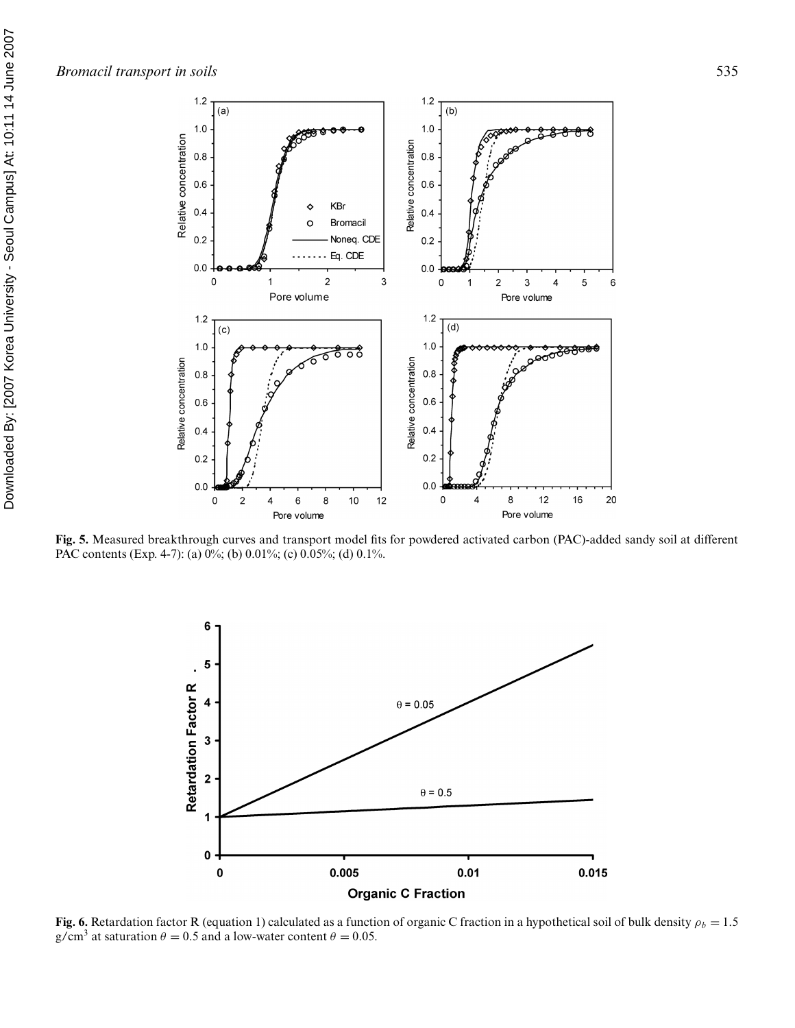(a)

Relative concentration

1.2
1.0
0.8
0.6
0.4
0.2
0.0

0 1 2 3

Pore volume

KBr

Bromacil

Noneq. CDE

Eq. CDE

(b)

Relative concentration

0 1 2 3 4 5 6

Pore volume

(c)

Relative concentration

0 2 4 6 8 10 12

Pore volume

(d)

Relative concentration

0 4 8 12 16 20

Pore volume

**Fig. 5.** Measured breakthrough curves and transport model fits for powdered activated carbon (PAC)-added sandy soil at different PAC contents (Exp. 4-7): (a) 0%; (b) 0.01%; (c) 0.05%; (d) 0.1%.

Retardation Factor R

0 1 2 3 4 5 6

$\theta = 0.05$

$\theta = 0.5$

0 0.005 0.01 0.015

Organic C Fraction

**Fig. 6.** Retardation factor R (equation 1) calculated as a function of organic C fraction in a hypothetical soil of bulk density $\rho_b = 1.5$ g/cm$^3$ at saturation $\theta = 0.5$ and a low-water content $\theta = 0.05$.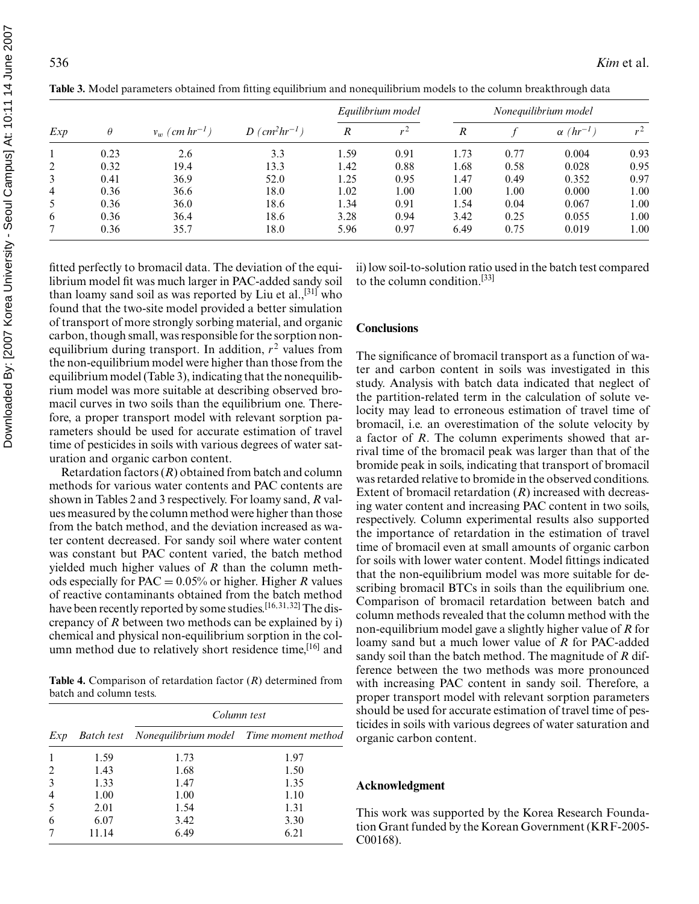**Table 3.** Model parameters obtained from fitting equilibrium and nonequilibrium models to the column breakthrough data

| | | | | Equilibrium model | | Nonequilibrium model | | | |
|---|---|---|---|---|---|---|---|---|---|
| *Exp* | $\theta$ | $v_w$ ($cm\ hr^{-1}$) | $D$ ($cm^2 hr^{-1}$) | $R$ | $r^2$ | $R$ | $f$ | $\alpha$ ($hr^{-1}$) | $r^2$ |
| 1 | 0.23 | 2.6 | 3.3 | 1.59 | 0.91 | 1.73 | 0.77 | 0.004 | 0.93 |
| 2 | 0.32 | 19.4 | 13.3 | 1.42 | 0.88 | 1.68 | 0.58 | 0.028 | 0.95 |
| 3 | 0.41 | 36.9 | 52.0 | 1.25 | 0.95 | 1.47 | 0.49 | 0.352 | 0.97 |
| 4 | 0.36 | 36.6 | 18.0 | 1.02 | 1.00 | 1.00 | 1.00 | 0.000 | 1.00 |
| 5 | 0.36 | 36.0 | 18.6 | 1.34 | 0.91 | 1.54 | 0.04 | 0.067 | 1.00 |
| 6 | 0.36 | 36.4 | 18.6 | 3.28 | 0.94 | 3.42 | 0.25 | 0.055 | 1.00 |
| 7 | 0.36 | 35.7 | 18.0 | 5.96 | 0.97 | 6.49 | 0.75 | 0.019 | 1.00 |

fitted perfectly to bromacil data. The deviation of the equilibrium model fit was much larger in PAC-added sandy soil than loamy sand soil as was reported by Liu et al.,[31] who found that the two-site model provided a better simulation of transport of more strongly sorbing material, and organic carbon, though small, was responsible for the sorption nonequilibrium during transport. In addition, $r^2$ values from the non-equilibrium model were higher than those from the equilibrium model (Table 3), indicating that the nonequilibrium model was more suitable at describing observed bromacil curves in two soils than the equilibrium one. Therefore, a proper transport model with relevant sorption parameters should be used for accurate estimation of travel time of pesticides in soils with various degrees of water saturation and organic carbon content.

Retardation factors ($R$) obtained from batch and column methods for various water contents and PAC contents are shown in Tables 2 and 3 respectively. For loamy sand, $R$ values measured by the column method were higher than those from the batch method, and the deviation increased as water content decreased. For sandy soil where water content was constant but PAC content varied, the batch method yielded much higher values of $R$ than the column methods especially for PAC = 0.05% or higher. Higher $R$ values of reactive contaminants obtained from the batch method have been recently reported by some studies.[16,31,32] The discrepancy of $R$ between two methods can be explained by i) chemical and physical non-equilibrium sorption in the column method due to relatively short residence time,[16] and ii) low soil-to-solution ratio used in the batch test compared to the column condition.[33]

**Table 4.** Comparison of retardation factor ($R$) determined from batch and column tests.

| | | Column test | |
|---|---|---|---|
| *Exp* | *Batch test* | *Nonequilibrium model* | *Time moment method* |
| 1 | 1.59 | 1.73 | 1.97 |
| 2 | 1.43 | 1.68 | 1.50 |
| 3 | 1.33 | 1.47 | 1.35 |
| 4 | 1.00 | 1.00 | 1.10 |
| 5 | 2.01 | 1.54 | 1.31 |
| 6 | 6.07 | 3.42 | 3.30 |
| 7 | 11.14 | 6.49 | 6.21 |

## Conclusions

The significance of bromacil transport as a function of water and carbon content in soils was investigated in this study. Analysis with batch data indicated that neglect of the partition-related term in the calculation of solute velocity may lead to erroneous estimation of travel time of bromacil, i.e. an overestimation of the solute velocity by a factor of $R$. The column experiments showed that arrival time of the bromacil peak was larger than that of the bromide peak in soils, indicating that transport of bromacil was retarded relative to bromide in the observed conditions. Extent of bromacil retardation ($R$) increased with decreasing water content and increasing PAC content in two soils, respectively. Column experimental results also supported the importance of retardation in the estimation of travel time of bromacil even at small amounts of organic carbon for soils with lower water content. Model fittings indicated that the non-equilibrium model was more suitable for describing bromacil BTCs in soils than the equilibrium one. Comparison of bromacil retardation between batch and column methods revealed that the column method with the non-equilibrium model gave a slightly higher value of $R$ for loamy sand but a much lower value of $R$ for PAC-added sandy soil than the batch method. The magnitude of $R$ difference between the two methods was more pronounced with increasing PAC content in sandy soil. Therefore, a proper transport model with relevant sorption parameters should be used for accurate estimation of travel time of pesticides in soils with various degrees of water saturation and organic carbon content.

## Acknowledgment

This work was supported by the Korea Research Foundation Grant funded by the Korean Government (KRF-2005-C00168).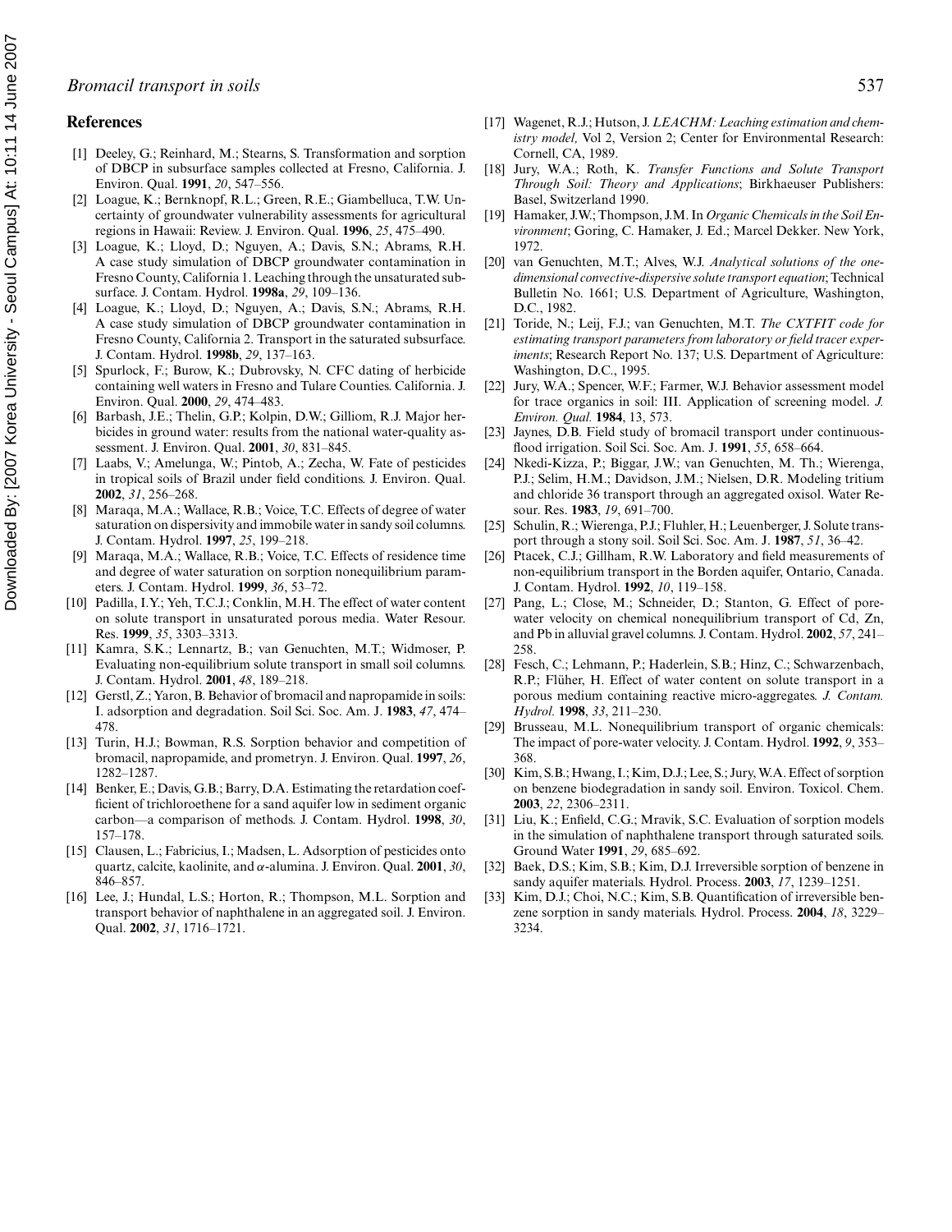## References

[1] Deeley, G.; Reinhard, M.; Stearns, S. Transformation and sorption of DBCP in subsurface samples collected at Fresno, California. J. Environ. Qual. **1991**, *20*, 547–556.

[2] Loague, K.; Bernknopf, R.L.; Green, R.E.; Giambelluca, T.W. Uncertainty of groundwater vulnerability assessments for agricultural regions in Hawaii: Review. J. Environ. Qual. **1996**, *25*, 475–490.

[3] Loague, K.; Lloyd, D.; Nguyen, A.; Davis, S.N.; Abrams, R.H. A case study simulation of DBCP groundwater contamination in Fresno County, California 1. Leaching through the unsaturated subsurface. J. Contam. Hydrol. **1998a**, *29*, 109–136.

[4] Loague, K.; Lloyd, D.; Nguyen, A.; Davis, S.N.; Abrams, R.H. A case study simulation of DBCP groundwater contamination in Fresno County, California 2. Transport in the saturated subsurface. J. Contam. Hydrol. **1998b**, *29*, 137–163.

[5] Spurlock, F.; Burow, K.; Dubrovsky, N. CFC dating of herbicide containing well waters in Fresno and Tulare Counties. California. J. Environ. Qual. **2000**, *29*, 474–483.

[6] Barbash, J.E.; Thelin, G.P.; Kolpin, D.W.; Gilliom, R.J. Major herbicides in ground water: results from the national water-quality assessment. J. Environ. Qual. **2001**, *30*, 831–845.

[7] Laabs, V.; Amelunga, W.; Pintob, A.; Zecha, W. Fate of pesticides in tropical soils of Brazil under field conditions. J. Environ. Qual. **2002**, *31*, 256–268.

[8] Maraqa, M.A.; Wallace, R.B.; Voice, T.C. Effects of degree of water saturation on dispersivity and immobile water in sandy soil columns. J. Contam. Hydrol. **1997**, *25*, 199–218.

[9] Maraqa, M.A.; Wallace, R.B.; Voice, T.C. Effects of residence time and degree of water saturation on sorption nonequilibrium parameters. J. Contam. Hydrol. **1999**, *36*, 53–72.

[10] Padilla, I.Y.; Yeh, T.C.J.; Conklin, M.H. The effect of water content on solute transport in unsaturated porous media. Water Resour. Res. **1999**, *35*, 3303–3313.

[11] Kamra, S.K.; Lennartz, B.; van Genuchten, M.T.; Widmoser, P. Evaluating non-equilibrium solute transport in small soil columns. J. Contam. Hydrol. **2001**, *48*, 189–218.

[12] Gerstl, Z.; Yaron, B. Behavior of bromacil and napropamide in soils: I. adsorption and degradation. Soil Sci. Soc. Am. J. **1983**, *47*, 474–478.

[13] Turin, H.J.; Bowman, R.S. Sorption behavior and competition of bromacil, napropamide, and prometryn. J. Environ. Qual. **1997**, *26*, 1282–1287.

[14] Benker, E.; Davis, G.B.; Barry, D.A. Estimating the retardation coefficient of trichloroethene for a sand aquifer low in sediment organic carbon—a comparison of methods. J. Contam. Hydrol. **1998**, *30*, 157–178.

[15] Clausen, L.; Fabricius, I.; Madsen, L. Adsorption of pesticides onto quartz, calcite, kaolinite, and $\alpha$-alumina. J. Environ. Qual. **2001**, *30*, 846–857.

[16] Lee, J.; Hundal, L.S.; Horton, R.; Thompson, M.L. Sorption and transport behavior of naphthalene in an aggregated soil. J. Environ. Qual. **2002**, *31*, 1716–1721.

[17] Wagenet, R.J.; Hutson, J. *LEACHM: Leaching estimation and chemistry model,* Vol 2, Version 2; Center for Environmental Research: Cornell, CA, 1989.

[18] Jury, W.A.; Roth, K. *Transfer Functions and Solute Transport Through Soil: Theory and Applications*; Birkhaeuser Publishers: Basel, Switzerland 1990.

[19] Hamaker, J.W.; Thompson, J.M. In *Organic Chemicals in the Soil Environment*; Goring, C. Hamaker, J. Ed.; Marcel Dekker. New York, 1972.

[20] van Genuchten, M.T.; Alves, W.J. *Analytical solutions of the one-dimensional convective-dispersive solute transport equation*; Technical Bulletin No. 1661; U.S. Department of Agriculture, Washington, D.C., 1982.

[21] Toride, N.; Leij, F.J.; van Genuchten, M.T. *The CXTFIT code for estimating transport parameters from laboratory or field tracer experiments*; Research Report No. 137; U.S. Department of Agriculture: Washington, D.C., 1995.

[22] Jury, W.A.; Spencer, W.F.; Farmer, W.J. Behavior assessment model for trace organics in soil: III. Application of screening model. *J. Environ. Qual.* **1984**, 13, 573.

[23] Jaynes, D.B. Field study of bromacil transport under continuous-flood irrigation. Soil Sci. Soc. Am. J. **1991**, *55*, 658–664.

[24] Nkedi-Kizza, P.; Biggar, J.W.; van Genuchten, M. Th.; Wierenga, P.J.; Selim, H.M.; Davidson, J.M.; Nielsen, D.R. Modeling tritium and chloride 36 transport through an aggregated oxisol. Water Resour. Res. **1983**, *19*, 691–700.

[25] Schulin, R.; Wierenga, P.J.; Fluhler, H.; Leuenberger, J. Solute transport through a stony soil. Soil Sci. Soc. Am. J. **1987**, *51*, 36–42.

[26] Ptacek, C.J.; Gillham, R.W. Laboratory and field measurements of non-equilibrium transport in the Borden aquifer, Ontario, Canada. J. Contam. Hydrol. **1992**, *10*, 119–158.

[27] Pang, L.; Close, M.; Schneider, D.; Stanton, G. Effect of pore-water velocity on chemical nonequilibrium transport of Cd, Zn, and Pb in alluvial gravel columns. J. Contam. Hydrol. **2002**, *57*, 241–258.

[28] Fesch, C.; Lehmann, P.; Haderlein, S.B.; Hinz, C.; Schwarzenbach, R.P.; Flüher, H. Effect of water content on solute transport in a porous medium containing reactive micro-aggregates. *J. Contam. Hydrol.* **1998**, *33*, 211–230.

[29] Brusseau, M.L. Nonequilibrium transport of organic chemicals: The impact of pore-water velocity. J. Contam. Hydrol. **1992**, *9*, 353–368.

[30] Kim, S.B.; Hwang, I.; Kim, D.J.; Lee, S.; Jury, W.A. Effect of sorption on benzene biodegradation in sandy soil. Environ. Toxicol. Chem. **2003**, *22*, 2306–2311.

[31] Liu, K.; Enfield, C.G.; Mravik, S.C. Evaluation of sorption models in the simulation of naphthalene transport through saturated soils. Ground Water **1991**, *29*, 685–692.

[32] Baek, D.S.; Kim, S.B.; Kim, D.J. Irreversible sorption of benzene in sandy aquifer materials. Hydrol. Process. **2003**, *17*, 1239–1251.

[33] Kim, D.J.; Choi, N.C.; Kim, S.B. Quantification of irreversible benzene sorption in sandy materials. Hydrol. Process. **2004**, *18*, 3229–3234.